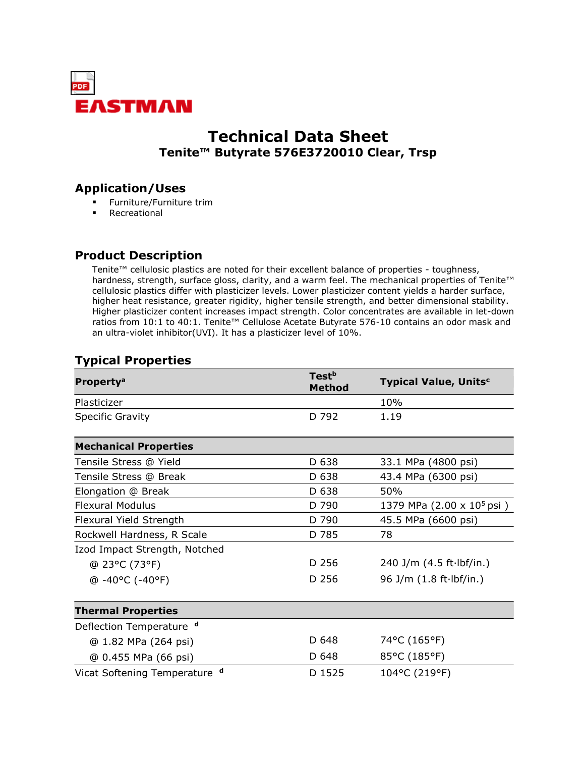EASTMAN

# Technical Data Sheet

## Tenite™ Butyrate 576E3720010 Clear, Trsp

### Application/Uses

- Furniture/Furniture trim
- Recreational

### Product Description

Tenite™ cellulosic plastics are noted for their excellent balance of properties - toughness, hardness, strength, surface gloss, clarity, and a warm feel. The mechanical properties of Tenite™ cellulosic plastics differ with plasticizer levels. Lower plasticizer content yields a harder surface, higher heat resistance, greater rigidity, higher tensile strength, and better dimensional stability. Higher plasticizer content increases impact strength. Color concentrates are available in let-down ratios from 10:1 to 40:1. Tenite™ Cellulose Acetate Butyrate 576-10 contains an odor mask and an ultra-violet inhibitor(UVI). It has a plasticizer level of 10%.

### Typical Properties

| Property[a] | Test[b] Method | Typical Value, Units[c] |
|---|---|---|
| Plasticizer | | 10% |
| Specific Gravity | D 792 | 1.19 |
| **Mechanical Properties** | | |
| Tensile Stress @ Yield | D 638 | 33.1 MPa (4800 psi) |
| Tensile Stress @ Break | D 638 | 43.4 MPa (6300 psi) |
| Elongation @ Break | D 638 | 50% |
| Flexural Modulus | D 790 | 1379 MPa (2.00 x $10^5$ psi ) |
| Flexural Yield Strength | D 790 | 45.5 MPa (6600 psi) |
| Rockwell Hardness, R Scale | D 785 | 78 |
| Izod Impact Strength, Notched | | |
| @ 23°C (73°F) | D 256 | 240 J/m (4.5 ft·lbf/in.) |
| @ -40°C (-40°F) | D 256 | 96 J/m (1.8 ft·lbf/in.) |
| **Thermal Properties** | | |
| Deflection Temperature [d] | | |
| @ 1.82 MPa (264 psi) | D 648 | 74°C (165°F) |
| @ 0.455 MPa (66 psi) | D 648 | 85°C (185°F) |
| Vicat Softening Temperature [d] | D 1525 | 104°C (219°F) |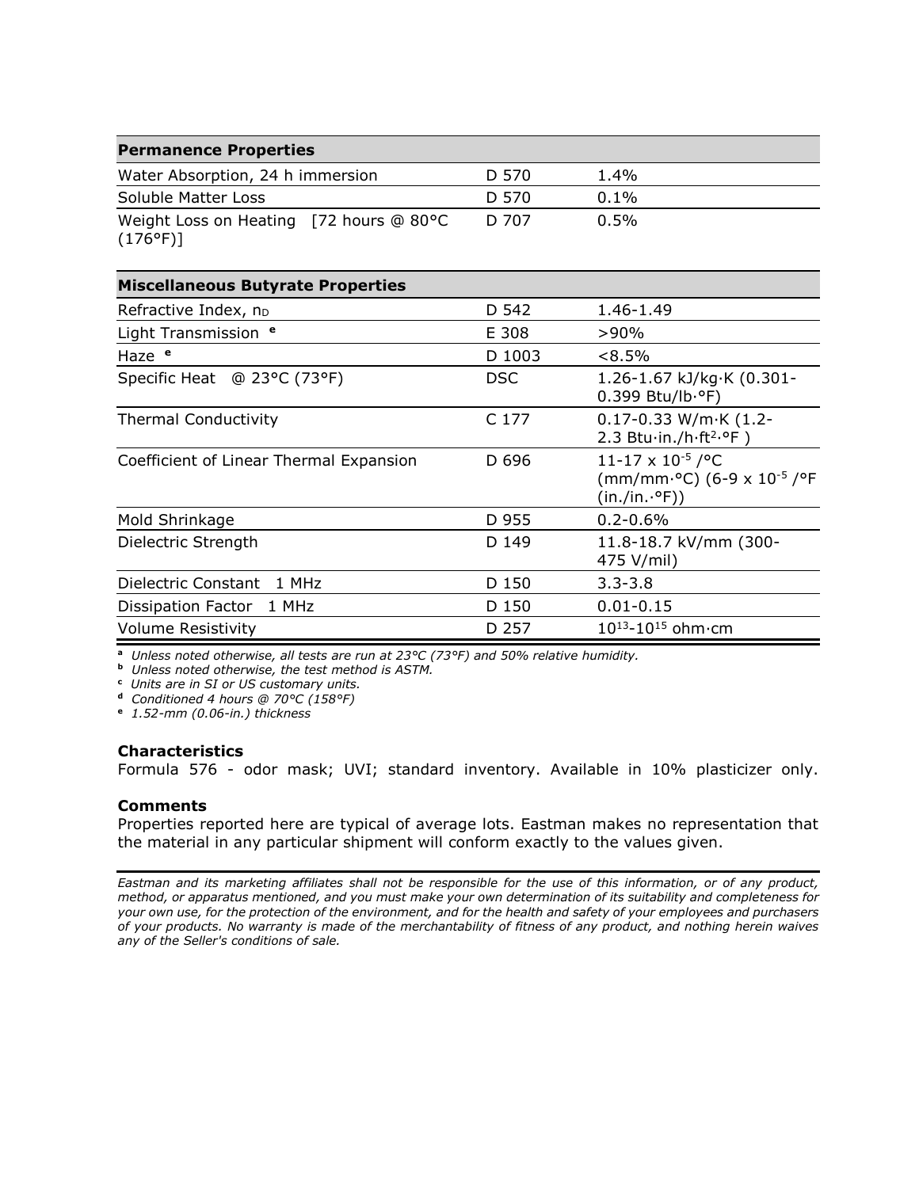| Permanence Properties | | |
|---|---|---|
| Water Absorption, 24 h immersion | D 570 | 1.4% |
| Soluble Matter Loss | D 570 | 0.1% |
| Weight Loss on Heating [72 hours @ 80°C (176°F)] | D 707 | 0.5% |

| Miscellaneous Butyrate Properties | | |
|---|---|---|
| Refractive Index, $n_D$ | D 542 | 1.46-1.49 |
| Light Transmission [e] | E 308 | >90% |
| Haze [e] | D 1003 | <8.5% |
| Specific Heat @ 23°C (73°F) | DSC | 1.26-1.67 kJ/kg·K (0.301-0.399 Btu/lb·°F) |
| Thermal Conductivity | C 177 | 0.17-0.33 W/m·K (1.2-2.3 Btu·in./h·ft$^2$·°F ) |
| Coefficient of Linear Thermal Expansion | D 696 | 11-17 x $10^{-5}$ /°C (mm/mm·°C) (6-9 x $10^{-5}$ /°F (in./in.·°F)) |
| Mold Shrinkage | D 955 | 0.2-0.6% |
| Dielectric Strength | D 149 | 11.8-18.7 kV/mm (300-475 V/mil) |
| Dielectric Constant 1 MHz | D 150 | 3.3-3.8 |
| Dissipation Factor 1 MHz | D 150 | 0.01-0.15 |
| Volume Resistivity | D 257 | $10^{13}$-$10^{15}$ ohm·cm |

[a] *Unless noted otherwise, all tests are run at 23°C (73°F) and 50% relative humidity.*
[b] *Unless noted otherwise, the test method is ASTM.*
[c] *Units are in SI or US customary units.*
[d] *Conditioned 4 hours @ 70°C (158°F)*
[e] *1.52-mm (0.06-in.) thickness*

**Characteristics**

Formula 576 - odor mask; UVI; standard inventory. Available in 10% plasticizer only.

**Comments**

Properties reported here are typical of average lots. Eastman makes no representation that the material in any particular shipment will conform exactly to the values given.

*Eastman and its marketing affiliates shall not be responsible for the use of this information, or of any product, method, or apparatus mentioned, and you must make your own determination of its suitability and completeness for your own use, for the protection of the environment, and for the health and safety of your employees and purchasers of your products. No warranty is made of the merchantability of fitness of any product, and nothing herein waives any of the Seller's conditions of sale.*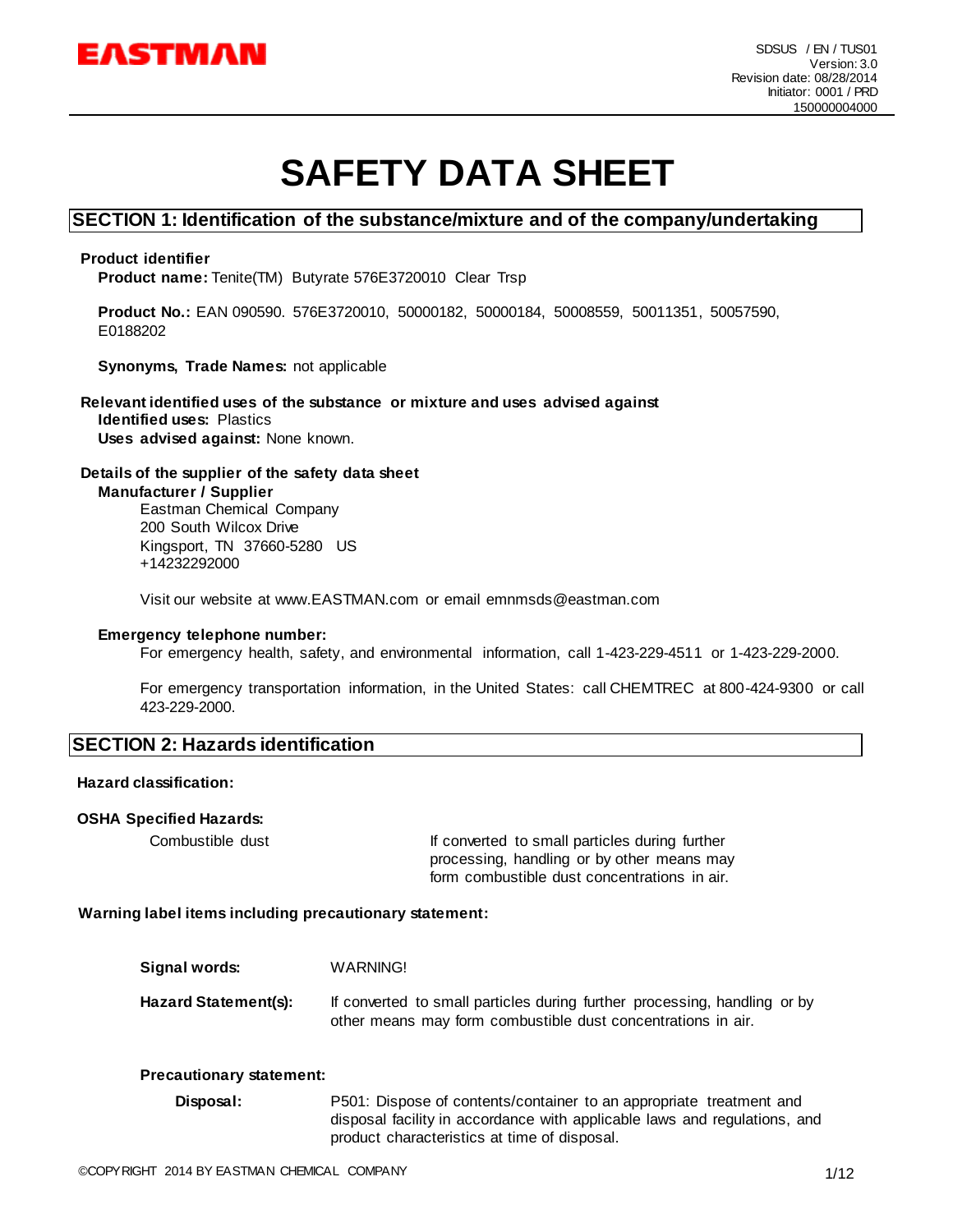# SAFETY DATA SHEET

## SECTION 1: Identification of the substance/mixture and of the company/undertaking

**Product identifier**

**Product name:** Tenite(TM) Butyrate 576E3720010 Clear Trsp

**Product No.:** EAN 090590. 576E3720010, 50000182, 50000184, 50008559, 50011351, 50057590, E0188202

**Synonyms, Trade Names:** not applicable

**Relevant identified uses of the substance or mixture and uses advised against**

**Identified uses:** Plastics

**Uses advised against:** None known.

**Details of the supplier of the safety data sheet**

**Manufacturer / Supplier**

Eastman Chemical Company
200 South Wilcox Drive
Kingsport, TN 37660-5280 US
+14232292000

Visit our website at www.EASTMAN.com or email emnmsds@eastman.com

**Emergency telephone number:**

For emergency health, safety, and environmental information, call 1-423-229-4511 or 1-423-229-2000.

For emergency transportation information, in the United States: call CHEMTREC at 800-424-9300 or call 423-229-2000.

## SECTION 2: Hazards identification

**Hazard classification:**

**OSHA Specified Hazards:**

| | |
|---|---|
| Combustible dust | If converted to small particles during further processing, handling or by other means may form combustible dust concentrations in air. |

**Warning label items including precautionary statement:**

**Signal words:** WARNING!

**Hazard Statement(s):** If converted to small particles during further processing, handling or by other means may form combustible dust concentrations in air.

**Precautionary statement:**

**Disposal:** P501: Dispose of contents/container to an appropriate treatment and disposal facility in accordance with applicable laws and regulations, and product characteristics at time of disposal.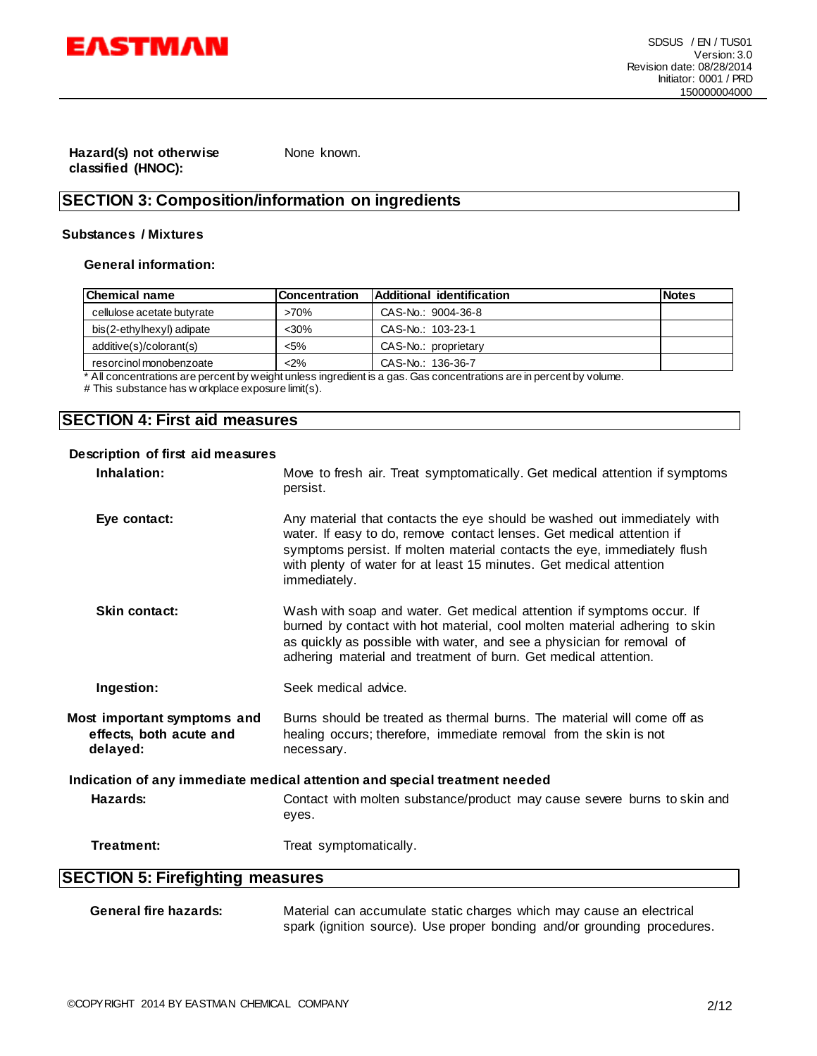**Hazard(s) not otherwise classified (HNOC):** None known.

## SECTION 3: Composition/information on ingredients

### Substances / Mixtures

**General information:**

| Chemical name | Concentration | Additional identification | Notes |
|---|---|---|---|
| cellulose acetate butyrate | >70% | CAS-No.: 9004-36-8 | |
| bis(2-ethylhexyl) adipate | <30% | CAS-No.: 103-23-1 | |
| additive(s)/colorant(s) | <5% | CAS-No.: proprietary | |
| resorcinol monobenzoate | <2% | CAS-No.: 136-36-7 | |

* All concentrations are percent by weight unless ingredient is a gas. Gas concentrations are in percent by volume.
# This substance has workplace exposure limit(s).

## SECTION 4: First aid measures

### Description of first aid measures

**Inhalation:** Move to fresh air. Treat symptomatically. Get medical attention if symptoms persist.

**Eye contact:** Any material that contacts the eye should be washed out immediately with water. If easy to do, remove contact lenses. Get medical attention if symptoms persist. If molten material contacts the eye, immediately flush with plenty of water for at least 15 minutes. Get medical attention immediately.

**Skin contact:** Wash with soap and water. Get medical attention if symptoms occur. If burned by contact with hot material, cool molten material adhering to skin as quickly as possible with water, and see a physician for removal of adhering material and treatment of burn. Get medical attention.

**Ingestion:** Seek medical advice.

**Most important symptoms and effects, both acute and delayed:** Burns should be treated as thermal burns. The material will come off as healing occurs; therefore, immediate removal from the skin is not necessary.

### Indication of any immediate medical attention and special treatment needed

**Hazards:** Contact with molten substance/product may cause severe burns to skin and eyes.

**Treatment:** Treat symptomatically.

## SECTION 5: Firefighting measures

**General fire hazards:** Material can accumulate static charges which may cause an electrical spark (ignition source). Use proper bonding and/or grounding procedures.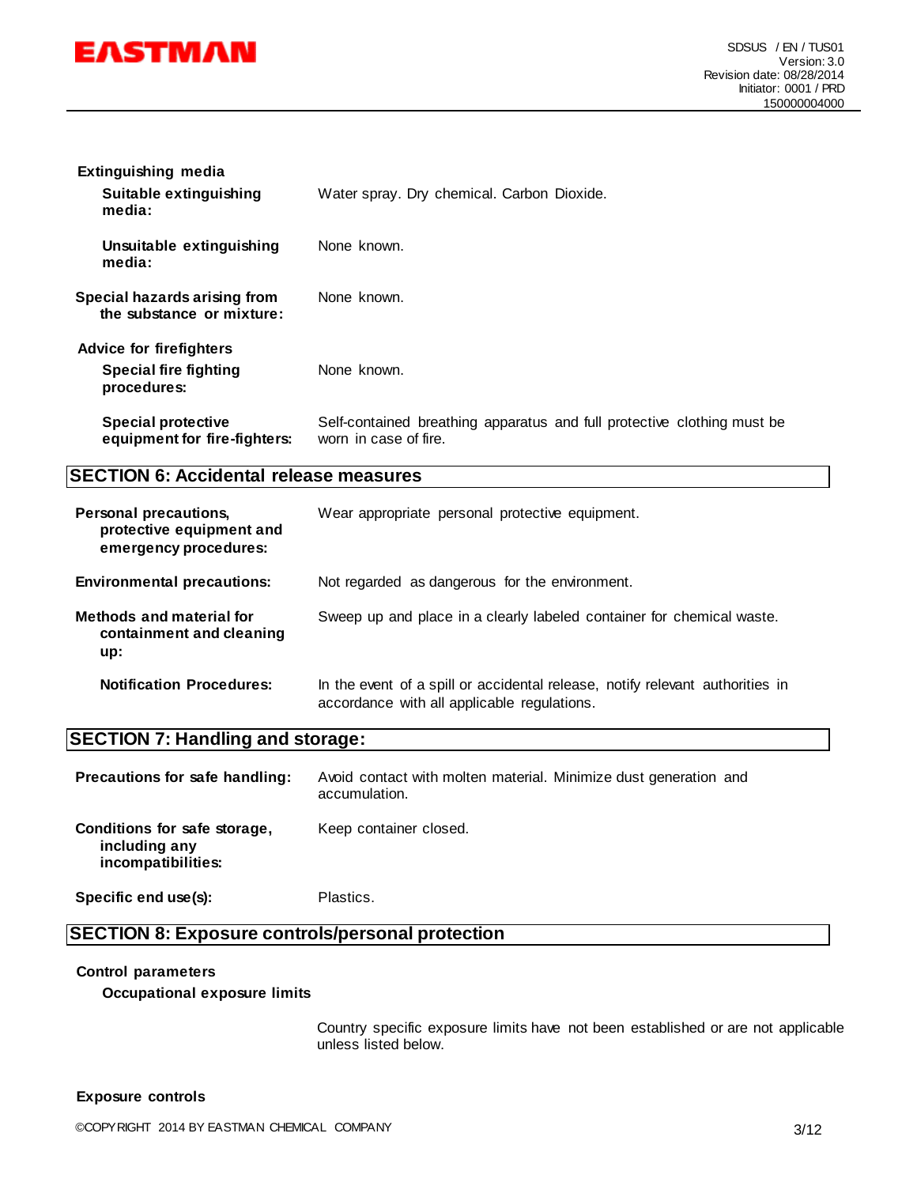**Extinguishing media**

**Suitable extinguishing media:** Water spray. Dry chemical. Carbon Dioxide.

**Unsuitable extinguishing media:** None known.

**Special hazards arising from the substance or mixture:** None known.

**Advice for firefighters**

**Special fire fighting procedures:** None known.

**Special protective equipment for fire-fighters:** Self-contained breathing apparatus and full protective clothing must be worn in case of fire.

## SECTION 6: Accidental release measures

**Personal precautions, protective equipment and emergency procedures:** Wear appropriate personal protective equipment.

**Environmental precautions:** Not regarded as dangerous for the environment.

**Methods and material for containment and cleaning up:** Sweep up and place in a clearly labeled container for chemical waste.

**Notification Procedures:** In the event of a spill or accidental release, notify relevant authorities in accordance with all applicable regulations.

## SECTION 7: Handling and storage:

**Precautions for safe handling:** Avoid contact with molten material. Minimize dust generation and accumulation.

**Conditions for safe storage, including any incompatibilities:** Keep container closed.

**Specific end use(s):** Plastics.

## SECTION 8: Exposure controls/personal protection

**Control parameters**

**Occupational exposure limits**

Country specific exposure limits have not been established or are not applicable unless listed below.

**Exposure controls**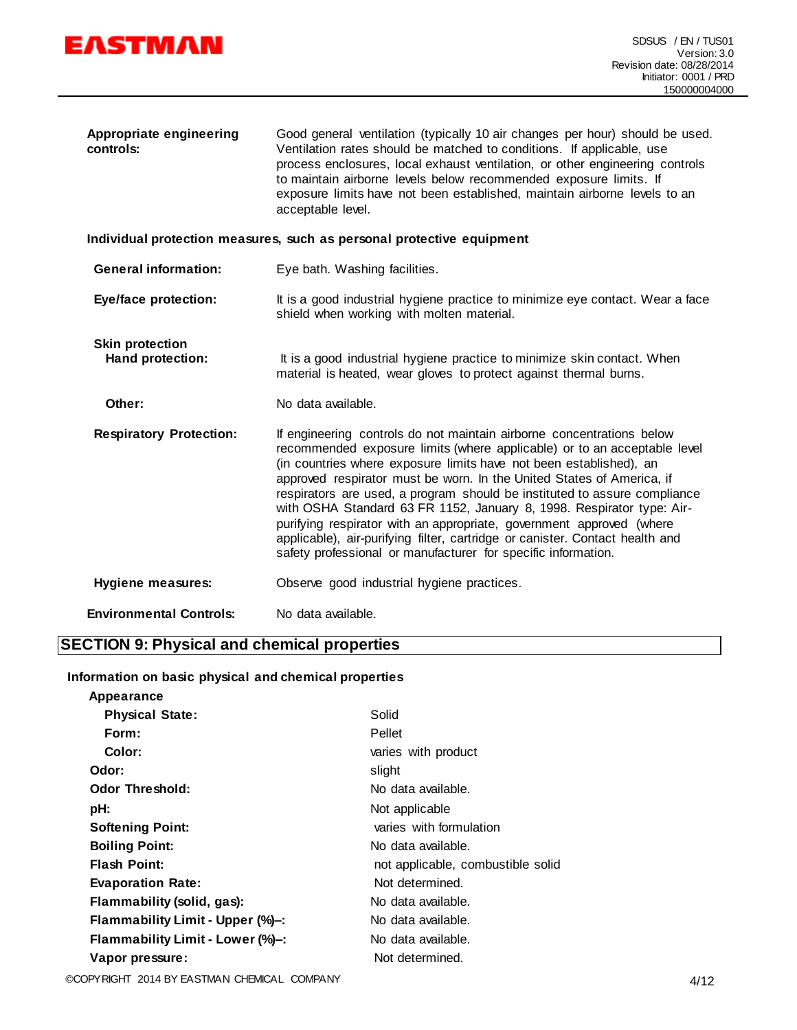| | |
|---|---|
| **Appropriate engineering controls:** | Good general ventilation (typically 10 air changes per hour) should be used. Ventilation rates should be matched to conditions. If applicable, use process enclosures, local exhaust ventilation, or other engineering controls to maintain airborne levels below recommended exposure limits. If exposure limits have not been established, maintain airborne levels to an acceptable level. |

**Individual protection measures, such as personal protective equipment**

| | |
|---|---|
| **General information:** | Eye bath. Washing facilities. |
| **Eye/face protection:** | It is a good industrial hygiene practice to minimize eye contact. Wear a face shield when working with molten material. |
| **Skin protection** | |
| **Hand protection:** | It is a good industrial hygiene practice to minimize skin contact. When material is heated, wear gloves to protect against thermal burns. |
| **Other:** | No data available. |
| **Respiratory Protection:** | If engineering controls do not maintain airborne concentrations below recommended exposure limits (where applicable) or to an acceptable level (in countries where exposure limits have not been established), an approved respirator must be worn. In the United States of America, if respirators are used, a program should be instituted to assure compliance with OSHA Standard 63 FR 1152, January 8, 1998. Respirator type: Air-purifying respirator with an appropriate, government approved (where applicable), air-purifying filter, cartridge or canister. Contact health and safety professional or manufacturer for specific information. |
| **Hygiene measures:** | Observe good industrial hygiene practices. |
| **Environmental Controls:** | No data available. |

## SECTION 9: Physical and chemical properties

**Information on basic physical and chemical properties**

| | |
|---|---|
| **Appearance** | |
| **Physical State:** | Solid |
| **Form:** | Pellet |
| **Color:** | varies with product |
| **Odor:** | slight |
| **Odor Threshold:** | No data available. |
| **pH:** | Not applicable |
| **Softening Point:** | varies with formulation |
| **Boiling Point:** | No data available. |
| **Flash Point:** | not applicable, combustible solid |
| **Evaporation Rate:** | Not determined. |
| **Flammability (solid, gas):** | No data available. |
| **Flammability Limit - Upper (%)–:** | No data available. |
| **Flammability Limit - Lower (%)–:** | No data available. |
| **Vapor pressure:** | Not determined. |

©COPYRIGHT 2014 BY EASTMAN CHEMICAL COMPANY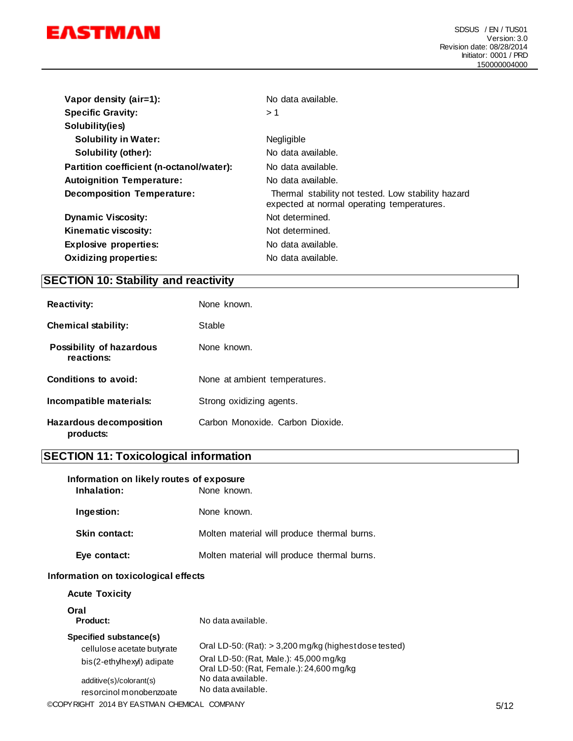| | |
|---|---|
| **Vapor density (air=1):** | No data available. |
| **Specific Gravity:** | > 1 |
| **Solubility(ies)** | |
| **Solubility in Water:** | Negligible |
| **Solubility (other):** | No data available. |
| **Partition coefficient (n-octanol/water):** | No data available. |
| **Autoignition Temperature:** | No data available. |
| **Decomposition Temperature:** | Thermal stability not tested. Low stability hazard expected at normal operating temperatures. |
| **Dynamic Viscosity:** | Not determined. |
| **Kinematic viscosity:** | Not determined. |
| **Explosive properties:** | No data available. |
| **Oxidizing properties:** | No data available. |

## SECTION 10: Stability and reactivity

| | |
|---|---|
| **Reactivity:** | None known. |
| **Chemical stability:** | Stable |
| **Possibility of hazardous reactions:** | None known. |
| **Conditions to avoid:** | None at ambient temperatures. |
| **Incompatible materials:** | Strong oxidizing agents. |
| **Hazardous decomposition products:** | Carbon Monoxide. Carbon Dioxide. |

## SECTION 11: Toxicological information

**Information on likely routes of exposure**

| | |
|---|---|
| **Inhalation:** | None known. |
| **Ingestion:** | None known. |
| **Skin contact:** | Molten material will produce thermal burns. |
| **Eye contact:** | Molten material will produce thermal burns. |

**Information on toxicological effects**

**Acute Toxicity**

**Oral**

| | |
|---|---|
| **Product:** | No data available. |
| **Specified substance(s)** | |
| cellulose acetate butyrate | Oral LD-50: (Rat): > 3,200 mg/kg (highest dose tested) |
| bis(2-ethylhexyl) adipate | Oral LD-50: (Rat, Male.): 45,000 mg/kg<br>Oral LD-50: (Rat, Female.): 24,600 mg/kg |
| additive(s)/colorant(s) | No data available. |
| resorcinol monobenzoate | No data available. |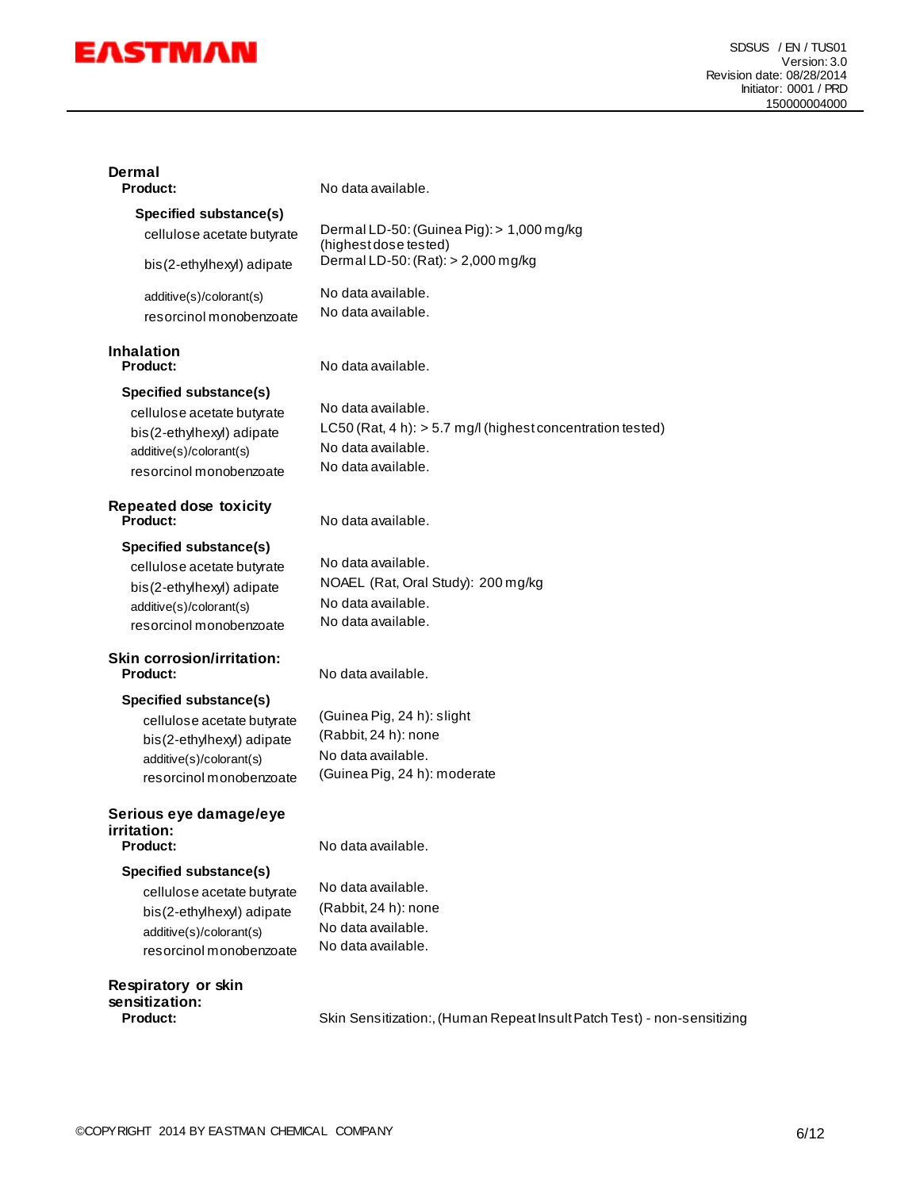**Dermal**

**Product:** No data available.

**Specified substance(s)**

| | |
|---|---|
| cellulose acetate butyrate | Dermal LD-50: (Guinea Pig): > 1,000 mg/kg (highest dose tested) |
| bis(2-ethylhexyl) adipate | Dermal LD-50: (Rat): > 2,000 mg/kg |
| additive(s)/colorant(s) | No data available. |
| resorcinol monobenzoate | No data available. |

**Inhalation**

**Product:** No data available.

**Specified substance(s)**

| | |
|---|---|
| cellulose acetate butyrate | No data available. |
| bis(2-ethylhexyl) adipate | LC50 (Rat, 4 h): > 5.7 mg/l (highest concentration tested) |
| additive(s)/colorant(s) | No data available. |
| resorcinol monobenzoate | No data available. |

**Repeated dose toxicity**

**Product:** No data available.

**Specified substance(s)**

| | |
|---|---|
| cellulose acetate butyrate | No data available. |
| bis(2-ethylhexyl) adipate | NOAEL (Rat, Oral Study): 200 mg/kg |
| additive(s)/colorant(s) | No data available. |
| resorcinol monobenzoate | No data available. |

**Skin corrosion/irritation:**

**Product:** No data available.

**Specified substance(s)**

| | |
|---|---|
| cellulose acetate butyrate | (Guinea Pig, 24 h): slight |
| bis(2-ethylhexyl) adipate | (Rabbit, 24 h): none |
| additive(s)/colorant(s) | No data available. |
| resorcinol monobenzoate | (Guinea Pig, 24 h): moderate |

**Serious eye damage/eye irritation:**

**Product:** No data available.

**Specified substance(s)**

| | |
|---|---|
| cellulose acetate butyrate | No data available. |
| bis(2-ethylhexyl) adipate | (Rabbit, 24 h): none |
| additive(s)/colorant(s) | No data available. |
| resorcinol monobenzoate | No data available. |

**Respiratory or skin sensitization:**

**Product:** Skin Sensitization:, (Human Repeat Insult Patch Test) - non-sensitizing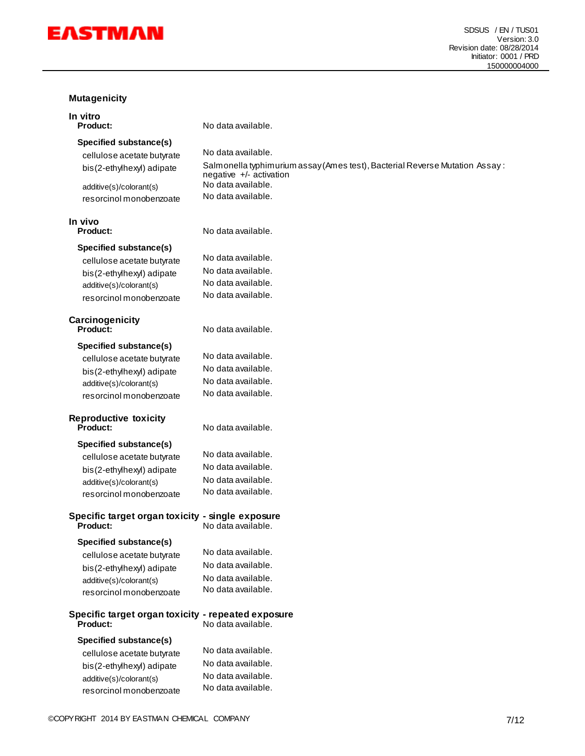### Mutagenicity

**In vitro**

**Product:** No data available.

**Specified substance(s)**

| | |
|---|---|
| cellulose acetate butyrate | No data available. |
| bis(2-ethylhexyl) adipate | Salmonella typhimurium assay (Ames test), Bacterial Reverse Mutation Assay : negative +/- activation |
| additive(s)/colorant(s) | No data available. |
| resorcinol monobenzoate | No data available. |

**In vivo**

**Product:** No data available.

**Specified substance(s)**

| | |
|---|---|
| cellulose acetate butyrate | No data available. |
| bis(2-ethylhexyl) adipate | No data available. |
| additive(s)/colorant(s) | No data available. |
| resorcinol monobenzoate | No data available. |

### Carcinogenicity

**Product:** No data available.

**Specified substance(s)**

| | |
|---|---|
| cellulose acetate butyrate | No data available. |
| bis(2-ethylhexyl) adipate | No data available. |
| additive(s)/colorant(s) | No data available. |
| resorcinol monobenzoate | No data available. |

### Reproductive toxicity

**Product:** No data available.

**Specified substance(s)**

| | |
|---|---|
| cellulose acetate butyrate | No data available. |
| bis(2-ethylhexyl) adipate | No data available. |
| additive(s)/colorant(s) | No data available. |
| resorcinol monobenzoate | No data available. |

### Specific target organ toxicity - single exposure

**Product:** No data available.

**Specified substance(s)**

| | |
|---|---|
| cellulose acetate butyrate | No data available. |
| bis(2-ethylhexyl) adipate | No data available. |
| additive(s)/colorant(s) | No data available. |
| resorcinol monobenzoate | No data available. |

### Specific target organ toxicity - repeated exposure

**Product:** No data available.

**Specified substance(s)**

| | |
|---|---|
| cellulose acetate butyrate | No data available. |
| bis(2-ethylhexyl) adipate | No data available. |
| additive(s)/colorant(s) | No data available. |
| resorcinol monobenzoate | No data available. |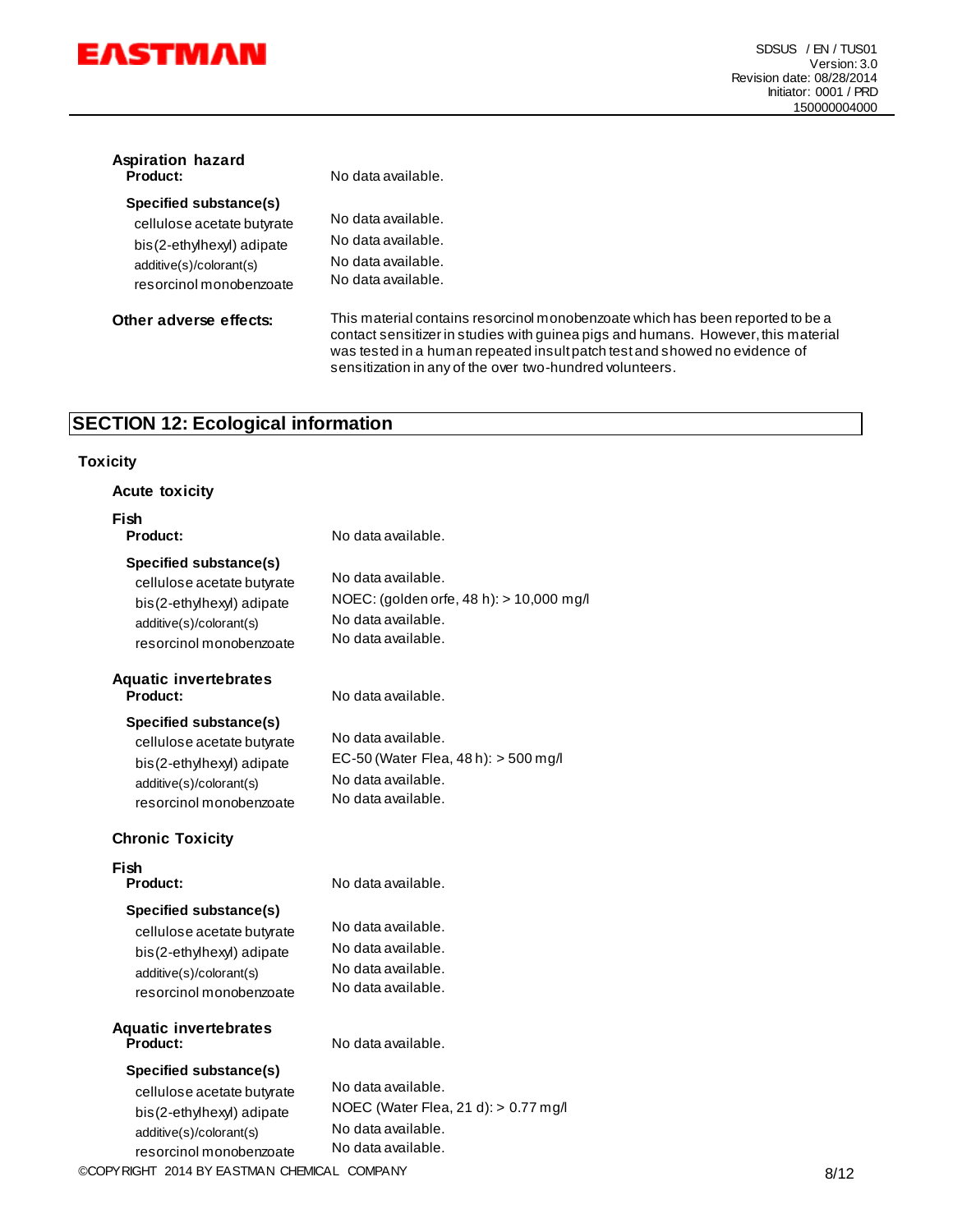**Aspiration hazard**

| | |
|---|---|
| **Product:** | No data available. |
| **Specified substance(s)** | |
| cellulose acetate butyrate | No data available. |
| bis(2-ethylhexyl) adipate | No data available. |
| additive(s)/colorant(s) | No data available. |
| resorcinol monobenzoate | No data available. |

**Other adverse effects:** This material contains resorcinol monobenzoate which has been reported to be a contact sensitizer in studies with guinea pigs and humans. However, this material was tested in a human repeated insult patch test and showed no evidence of sensitization in any of the over two-hundred volunteers.

## SECTION 12: Ecological information

### Toxicity

#### Acute toxicity

**Fish**

| | |
|---|---|
| **Product:** | No data available. |
| **Specified substance(s)** | |
| cellulose acetate butyrate | No data available. |
| bis(2-ethylhexyl) adipate | NOEC: (golden orfe, 48 h): > 10,000 mg/l |
| additive(s)/colorant(s) | No data available. |
| resorcinol monobenzoate | No data available. |

**Aquatic invertebrates**

| | |
|---|---|
| **Product:** | No data available. |
| **Specified substance(s)** | |
| cellulose acetate butyrate | No data available. |
| bis(2-ethylhexyl) adipate | EC-50 (Water Flea, 48 h): > 500 mg/l |
| additive(s)/colorant(s) | No data available. |
| resorcinol monobenzoate | No data available. |

#### Chronic Toxicity

**Fish**

| | |
|---|---|
| **Product:** | No data available. |
| **Specified substance(s)** | |
| cellulose acetate butyrate | No data available. |
| bis(2-ethylhexyl) adipate | No data available. |
| additive(s)/colorant(s) | No data available. |
| resorcinol monobenzoate | No data available. |

**Aquatic invertebrates**

| | |
|---|---|
| **Product:** | No data available. |
| **Specified substance(s)** | |
| cellulose acetate butyrate | No data available. |
| bis(2-ethylhexyl) adipate | NOEC (Water Flea, 21 d): > 0.77 mg/l |
| additive(s)/colorant(s) | No data available. |
| resorcinol monobenzoate | No data available. |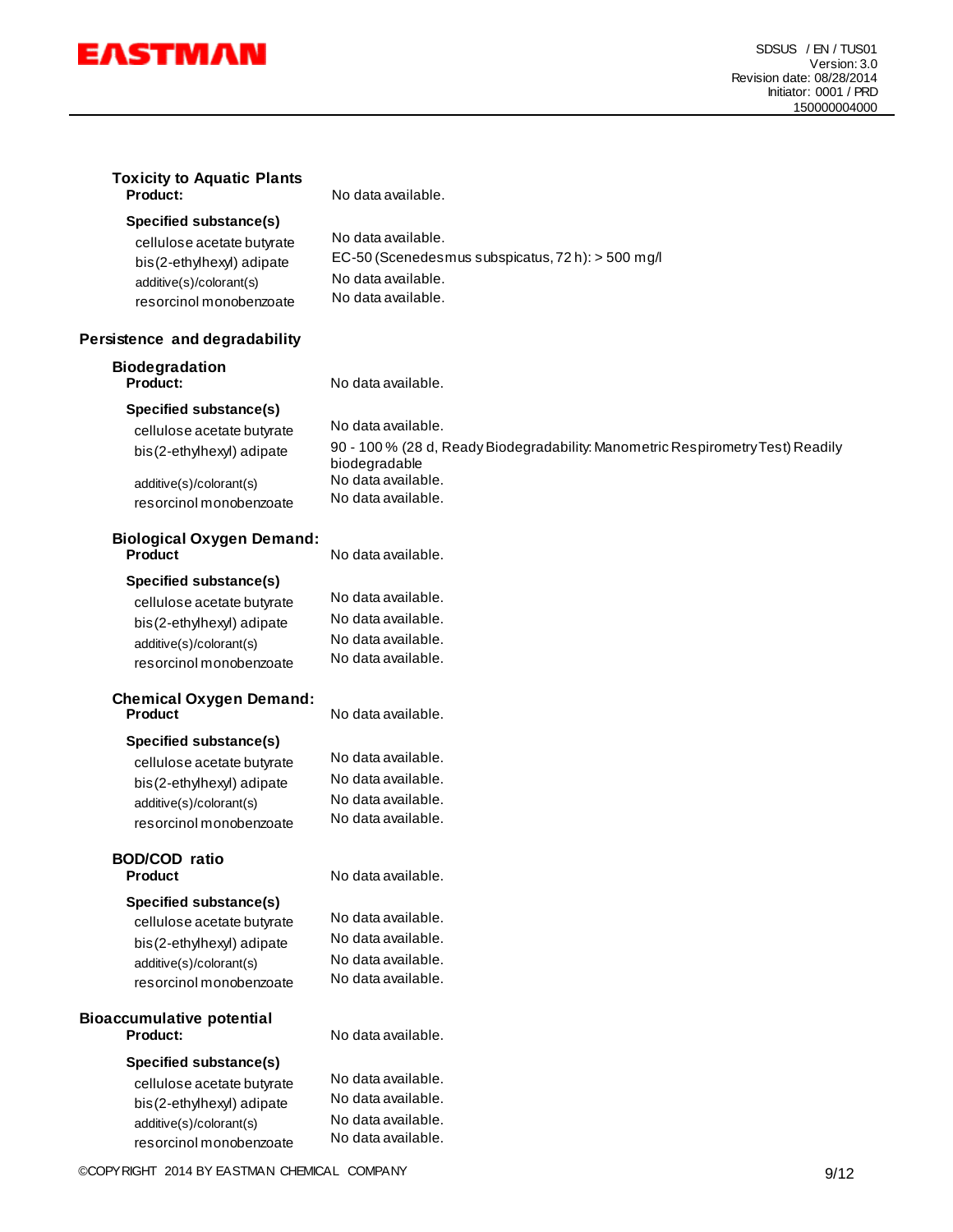### Toxicity to Aquatic Plants

**Product:** No data available.

**Specified substance(s)**

| | |
|---|---|
| cellulose acetate butyrate | No data available. |
| bis(2-ethylhexyl) adipate | EC-50 (Scenedesmus subspicatus, 72 h): > 500 mg/l |
| additive(s)/colorant(s) | No data available. |
| resorcinol monobenzoate | No data available. |

## Persistence and degradability

### Biodegradation

**Product:** No data available.

**Specified substance(s)**

| | |
|---|---|
| cellulose acetate butyrate | No data available. |
| bis(2-ethylhexyl) adipate | 90 - 100 % (28 d, Ready Biodegradability: Manometric Respirometry Test) Readily biodegradable |
| additive(s)/colorant(s) | No data available. |
| resorcinol monobenzoate | No data available. |

### Biological Oxygen Demand:

**Product** No data available.

**Specified substance(s)**

| | |
|---|---|
| cellulose acetate butyrate | No data available. |
| bis(2-ethylhexyl) adipate | No data available. |
| additive(s)/colorant(s) | No data available. |
| resorcinol monobenzoate | No data available. |

### Chemical Oxygen Demand:

**Product** No data available.

**Specified substance(s)**

| | |
|---|---|
| cellulose acetate butyrate | No data available. |
| bis(2-ethylhexyl) adipate | No data available. |
| additive(s)/colorant(s) | No data available. |
| resorcinol monobenzoate | No data available. |

### BOD/COD ratio

**Product** No data available.

**Specified substance(s)**

| | |
|---|---|
| cellulose acetate butyrate | No data available. |
| bis(2-ethylhexyl) adipate | No data available. |
| additive(s)/colorant(s) | No data available. |
| resorcinol monobenzoate | No data available. |

## Bioaccumulative potential

**Product:** No data available.

**Specified substance(s)**

| | |
|---|---|
| cellulose acetate butyrate | No data available. |
| bis(2-ethylhexyl) adipate | No data available. |
| additive(s)/colorant(s) | No data available. |
| resorcinol monobenzoate | No data available. |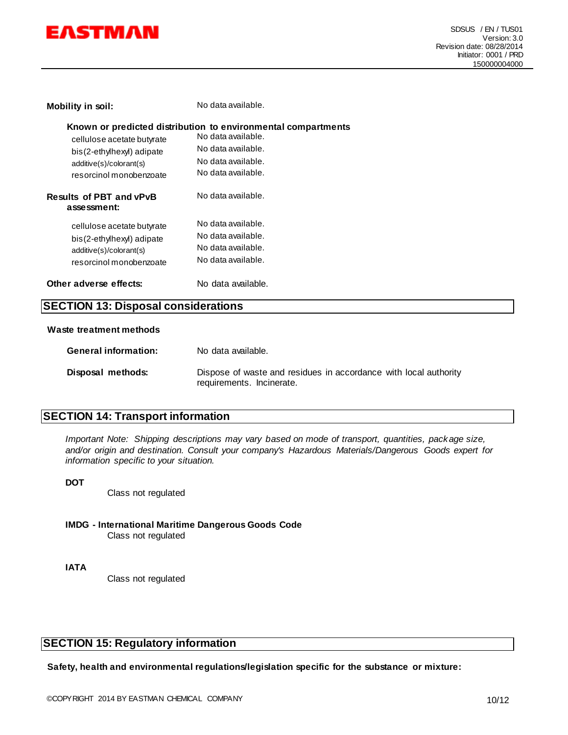**Mobility in soil:** No data available.

**Known or predicted distribution to environmental compartments**

| | |
|---|---|
| cellulose acetate butyrate | No data available. |
| bis(2-ethylhexyl) adipate | No data available. |
| additive(s)/colorant(s) | No data available. |
| resorcinol monobenzoate | No data available. |

**Results of PBT and vPvB assessment:** No data available.

| | |
|---|---|
| cellulose acetate butyrate | No data available. |
| bis(2-ethylhexyl) adipate | No data available. |
| additive(s)/colorant(s) | No data available. |
| resorcinol monobenzoate | No data available. |

**Other adverse effects:** No data available.

## SECTION 13: Disposal considerations

**Waste treatment methods**

**General information:** No data available.

**Disposal methods:** Dispose of waste and residues in accordance with local authority requirements. Incinerate.

## SECTION 14: Transport information

*Important Note: Shipping descriptions may vary based on mode of transport, quantities, package size, and/or origin and destination. Consult your company's Hazardous Materials/Dangerous Goods expert for information specific to your situation.*

**DOT**

Class not regulated

**IMDG - International Maritime Dangerous Goods Code**

Class not regulated

**IATA**

Class not regulated

## SECTION 15: Regulatory information

**Safety, health and environmental regulations/legislation specific for the substance or mixture:**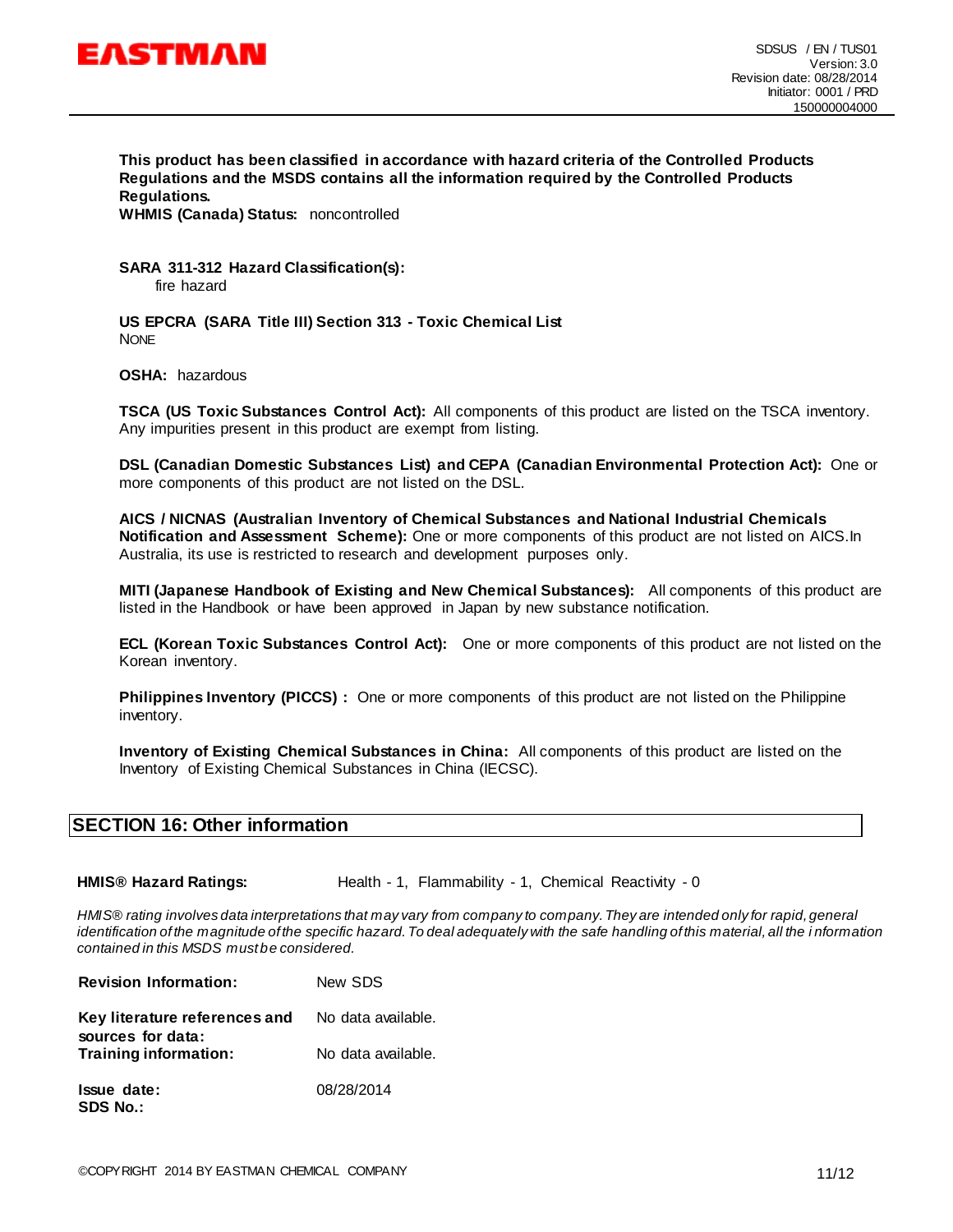**This product has been classified in accordance with hazard criteria of the Controlled Products Regulations and the MSDS contains all the information required by the Controlled Products Regulations.**
**WHMIS (Canada) Status:** noncontrolled

**SARA 311-312 Hazard Classification(s):**
fire hazard

**US EPCRA (SARA Title III) Section 313 - Toxic Chemical List**
NONE

**OSHA:** hazardous

**TSCA (US Toxic Substances Control Act):** All components of this product are listed on the TSCA inventory. Any impurities present in this product are exempt from listing.

**DSL (Canadian Domestic Substances List) and CEPA (Canadian Environmental Protection Act):** One or more components of this product are not listed on the DSL.

**AICS / NICNAS (Australian Inventory of Chemical Substances and National Industrial Chemicals Notification and Assessment Scheme):** One or more components of this product are not listed on AICS.In Australia, its use is restricted to research and development purposes only.

**MITI (Japanese Handbook of Existing and New Chemical Substances):** All components of this product are listed in the Handbook or have been approved in Japan by new substance notification.

**ECL (Korean Toxic Substances Control Act):** One or more components of this product are not listed on the Korean inventory.

**Philippines Inventory (PICCS) :** One or more components of this product are not listed on the Philippine inventory.

**Inventory of Existing Chemical Substances in China:** All components of this product are listed on the Inventory of Existing Chemical Substances in China (IECSC).

## SECTION 16: Other information

**HMIS® Hazard Ratings:** Health - 1, Flammability - 1, Chemical Reactivity - 0

*HMIS® rating involves data interpretations that may vary from company to company. They are intended only for rapid, general identification of the magnitude of the specific hazard. To deal adequately with the safe handling of this material, all the information contained in this MSDS must be considered.*

**Revision Information:** New SDS

**Key literature references and sources for data:** No data available.

**Training information:** No data available.

**Issue date:** 08/28/2014

**SDS No.:**

©COPYRIGHT 2014 BY EASTMAN CHEMICAL COMPANY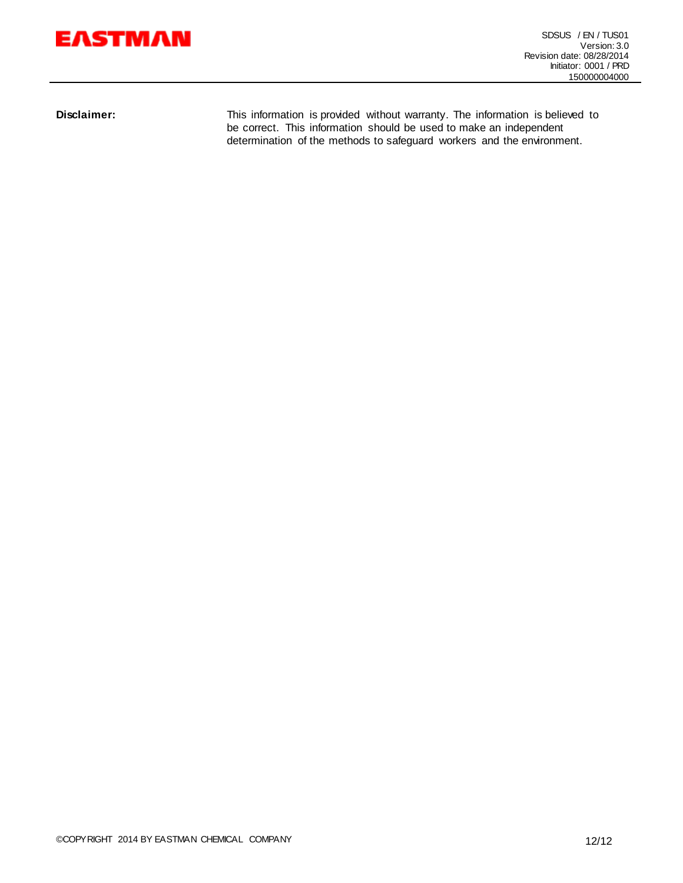**Disclaimer:** This information is provided without warranty. The information is believed to be correct. This information should be used to make an independent determination of the methods to safeguard workers and the environment.